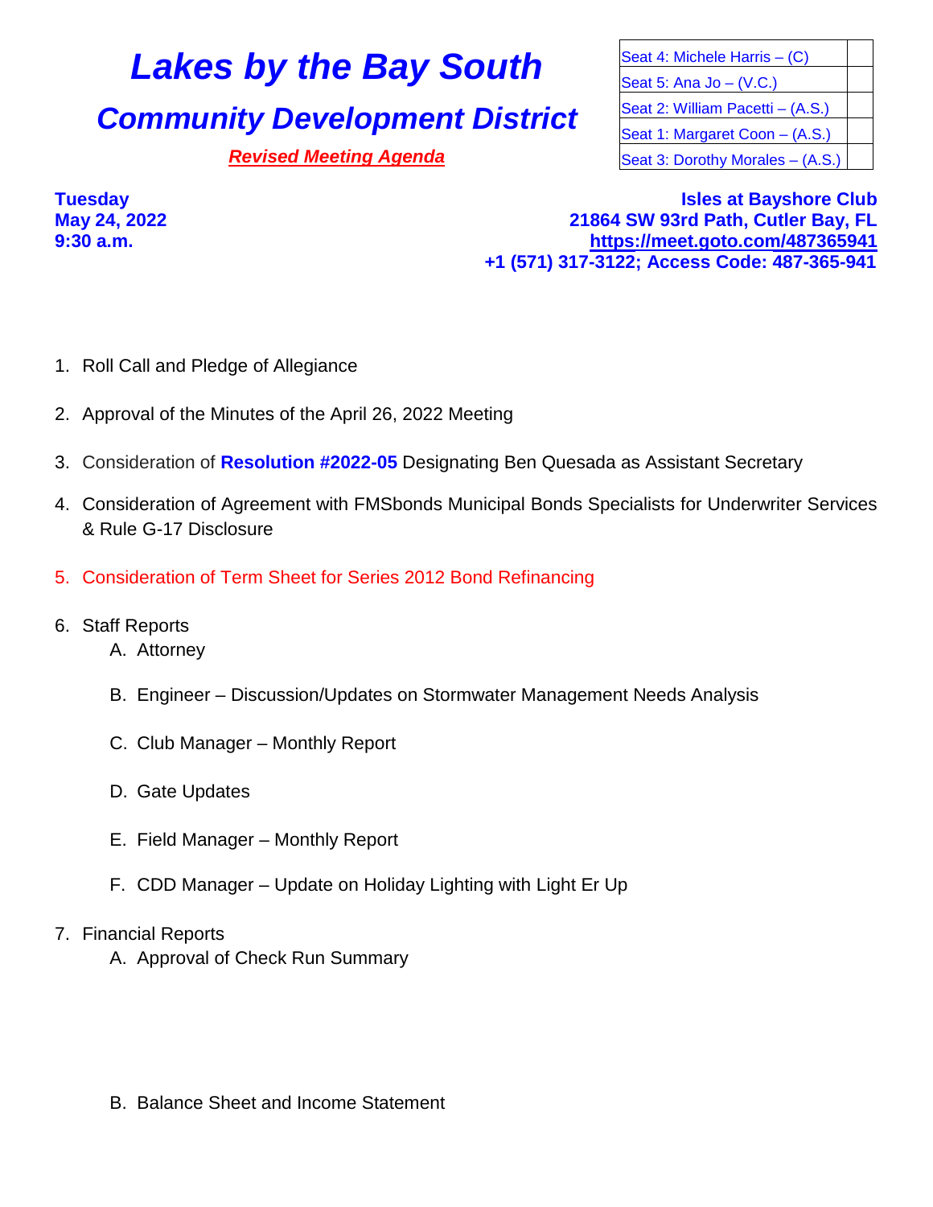# Lakes by the Bay South

## Community Development District

***Revised Meeting Agenda***

| Seat 4: Michele Harris – (C) | |
|---|---|
| Seat 5: Ana Jo – (V.C.) | |
| Seat 2: William Pacetti – (A.S.) | |
| Seat 1: Margaret Coon – (A.S.) | |
| Seat 3: Dorothy Morales – (A.S.) | |

**Tuesday**
**May 24, 2022**
**9:30 a.m.**

**Isles at Bayshore Club**
**21864 SW 93rd Path, Cutler Bay, FL**
**https://meet.goto.com/487365941**
**+1 (571) 317-3122; Access Code: 487-365-941**

1. Roll Call and Pledge of Allegiance
2. Approval of the Minutes of the April 26, 2022 Meeting
3. Consideration of **Resolution #2022-05** Designating Ben Quesada as Assistant Secretary
4. Consideration of Agreement with FMSbonds Municipal Bonds Specialists for Underwriter Services & Rule G-17 Disclosure
5. Consideration of Term Sheet for Series 2012 Bond Refinancing
6. Staff Reports
   A. Attorney
   B. Engineer – Discussion/Updates on Stormwater Management Needs Analysis
   C. Club Manager – Monthly Report
   D. Gate Updates
   E. Field Manager – Monthly Report
   F. CDD Manager – Update on Holiday Lighting with Light Er Up
7. Financial Reports
   A. Approval of Check Run Summary
   B. Balance Sheet and Income Statement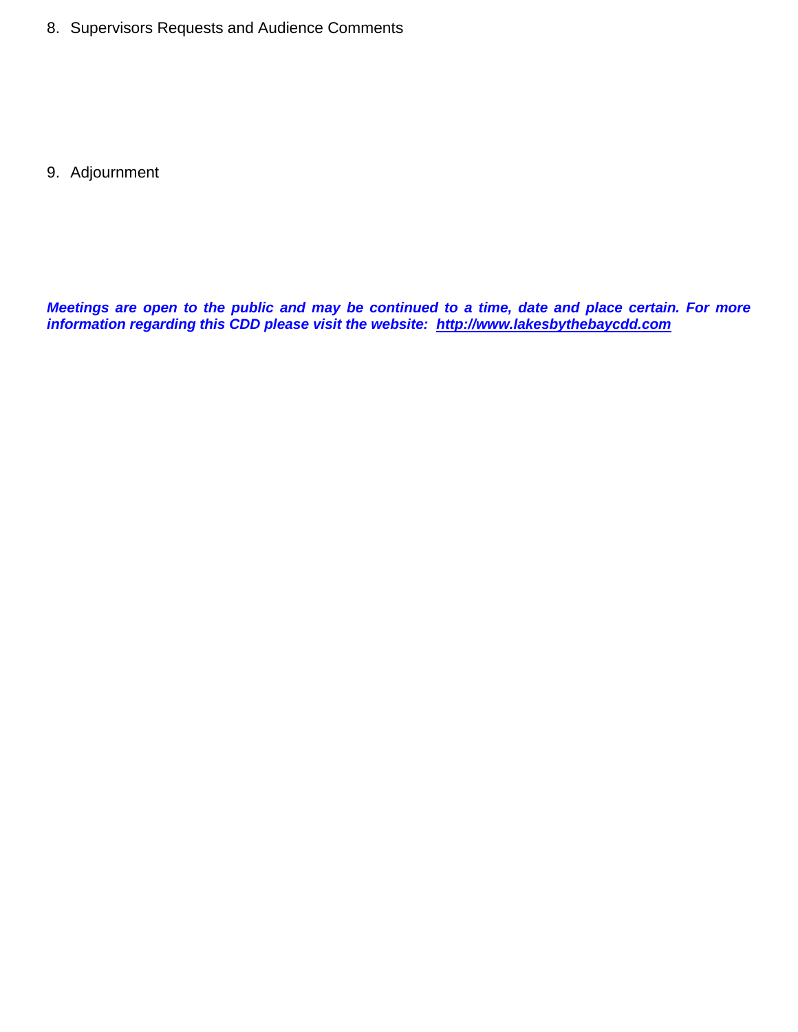8. Supervisors Requests and Audience Comments

9. Adjournment

***Meetings are open to the public and may be continued to a time, date and place certain. For more information regarding this CDD please visit the website: http://www.lakesbythebaycdd.com***